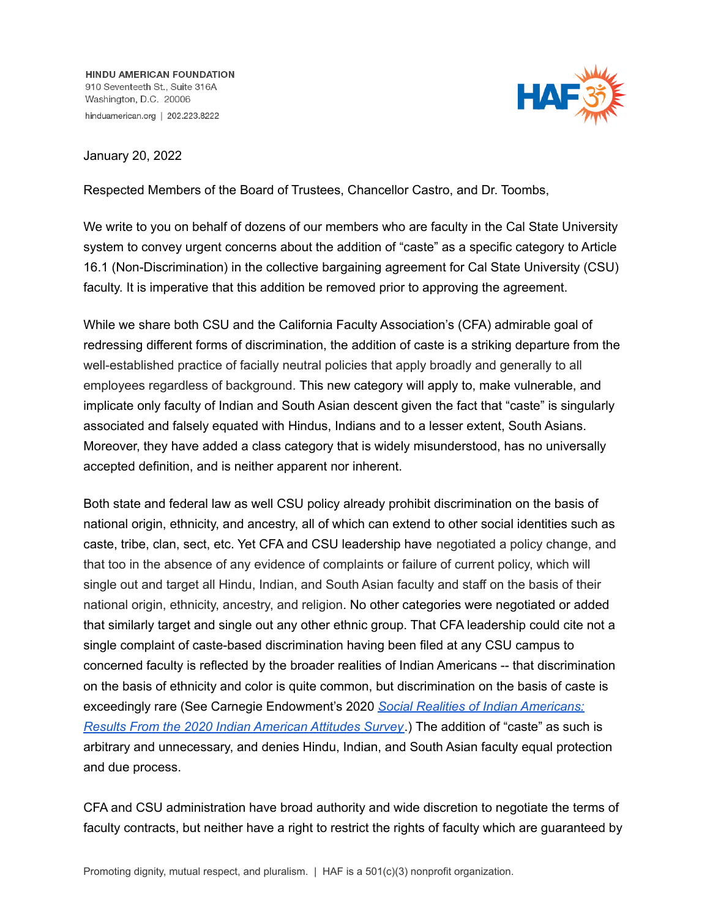**HINDU AMERICAN FOUNDATION**
910 Seventeeth St., Suite 316A
Washington, D.C. 20006
hinduamerican.org | 202.223.8222

January 20, 2022

Respected Members of the Board of Trustees, Chancellor Castro, and Dr. Toombs,

We write to you on behalf of dozens of our members who are faculty in the Cal State University system to convey urgent concerns about the addition of "caste" as a specific category to Article 16.1 (Non-Discrimination) in the collective bargaining agreement for Cal State University (CSU) faculty. It is imperative that this addition be removed prior to approving the agreement.

While we share both CSU and the California Faculty Association's (CFA) admirable goal of redressing different forms of discrimination, the addition of caste is a striking departure from the well-established practice of facially neutral policies that apply broadly and generally to all employees regardless of background. This new category will apply to, make vulnerable, and implicate only faculty of Indian and South Asian descent given the fact that "caste" is singularly associated and falsely equated with Hindus, Indians and to a lesser extent, South Asians. Moreover, they have added a class category that is widely misunderstood, has no universally accepted definition, and is neither apparent nor inherent.

Both state and federal law as well CSU policy already prohibit discrimination on the basis of national origin, ethnicity, and ancestry, all of which can extend to other social identities such as caste, tribe, clan, sect, etc. Yet CFA and CSU leadership have negotiated a policy change, and that too in the absence of any evidence of complaints or failure of current policy, which will single out and target all Hindu, Indian, and South Asian faculty and staff on the basis of their national origin, ethnicity, ancestry, and religion. No other categories were negotiated or added that similarly target and single out any other ethnic group. That CFA leadership could cite not a single complaint of caste-based discrimination having been filed at any CSU campus to concerned faculty is reflected by the broader realities of Indian Americans -- that discrimination on the basis of ethnicity and color is quite common, but discrimination on the basis of caste is exceedingly rare (See Carnegie Endowment's 2020 *Social Realities of Indian Americans: Results From the 2020 Indian American Attitudes Survey*.) The addition of "caste" as such is arbitrary and unnecessary, and denies Hindu, Indian, and South Asian faculty equal protection and due process.

CFA and CSU administration have broad authority and wide discretion to negotiate the terms of faculty contracts, but neither have a right to restrict the rights of faculty which are guaranteed by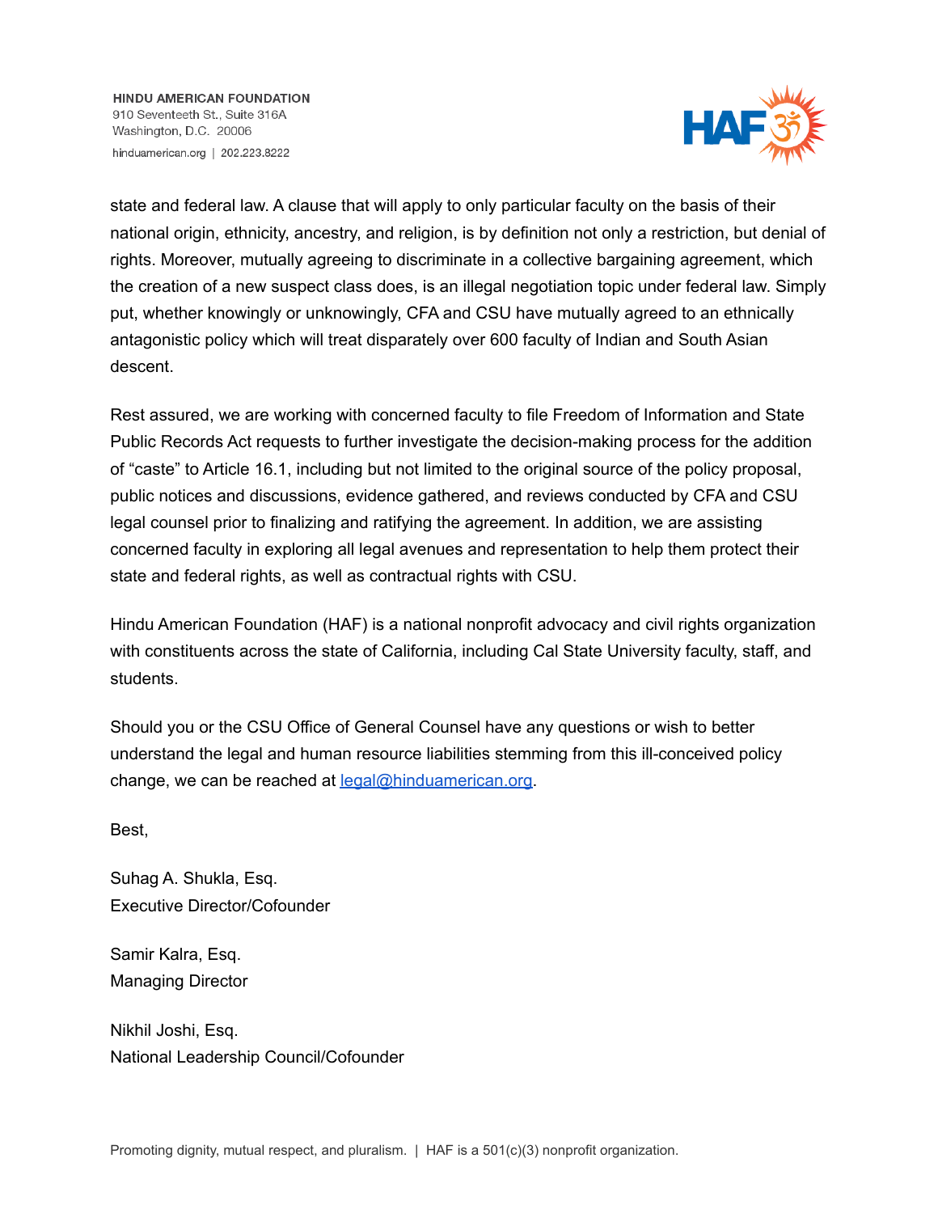state and federal law. A clause that will apply to only particular faculty on the basis of their national origin, ethnicity, ancestry, and religion, is by definition not only a restriction, but denial of rights. Moreover, mutually agreeing to discriminate in a collective bargaining agreement, which the creation of a new suspect class does, is an illegal negotiation topic under federal law. Simply put, whether knowingly or unknowingly, CFA and CSU have mutually agreed to an ethnically antagonistic policy which will treat disparately over 600 faculty of Indian and South Asian descent.

Rest assured, we are working with concerned faculty to file Freedom of Information and State Public Records Act requests to further investigate the decision-making process for the addition of "caste" to Article 16.1, including but not limited to the original source of the policy proposal, public notices and discussions, evidence gathered, and reviews conducted by CFA and CSU legal counsel prior to finalizing and ratifying the agreement. In addition, we are assisting concerned faculty in exploring all legal avenues and representation to help them protect their state and federal rights, as well as contractual rights with CSU.

Hindu American Foundation (HAF) is a national nonprofit advocacy and civil rights organization with constituents across the state of California, including Cal State University faculty, staff, and students.

Should you or the CSU Office of General Counsel have any questions or wish to better understand the legal and human resource liabilities stemming from this ill-conceived policy change, we can be reached at legal@hinduamerican.org.

Best,

Suhag A. Shukla, Esq.
Executive Director/Cofounder

Samir Kalra, Esq.
Managing Director

Nikhil Joshi, Esq.
National Leadership Council/Cofounder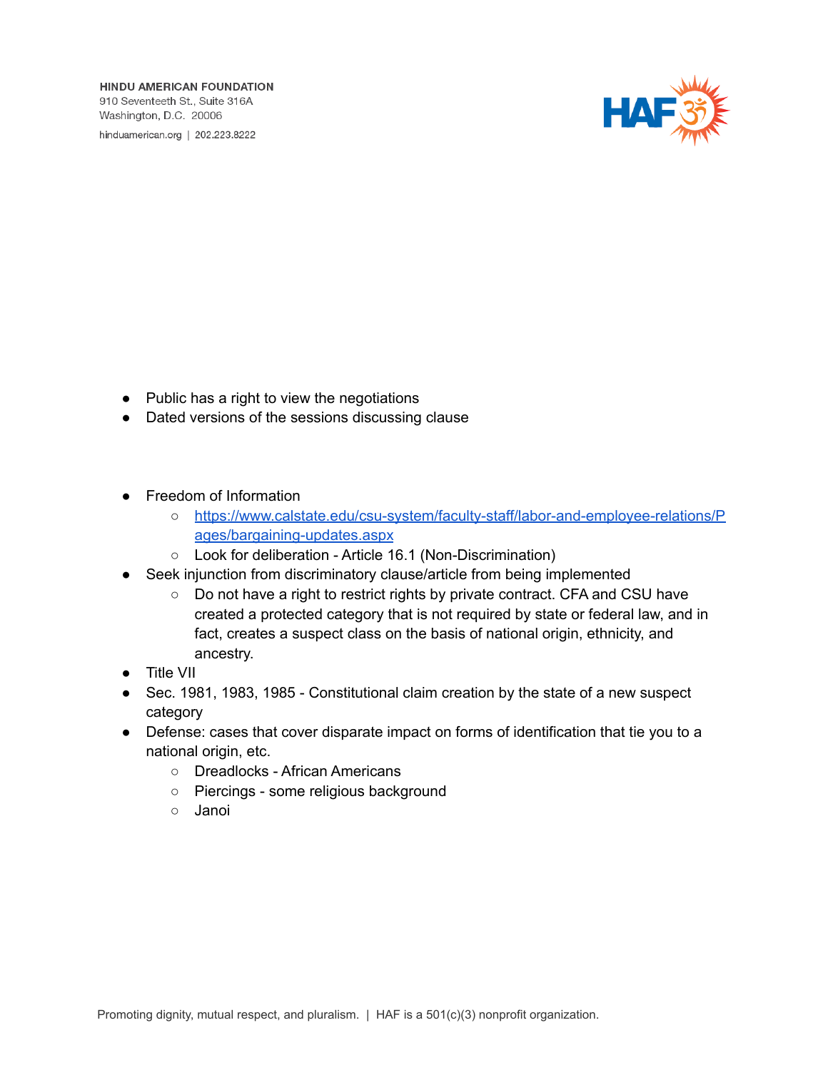- Public has a right to view the negotiations
- Dated versions of the sessions discussing clause

- Freedom of Information
  - https://www.calstate.edu/csu-system/faculty-staff/labor-and-employee-relations/Pages/bargaining-updates.aspx
  - Look for deliberation - Article 16.1 (Non-Discrimination)
- Seek injunction from discriminatory clause/article from being implemented
  - Do not have a right to restrict rights by private contract. CFA and CSU have created a protected category that is not required by state or federal law, and in fact, creates a suspect class on the basis of national origin, ethnicity, and ancestry.
- Title VII
- Sec. 1981, 1983, 1985 - Constitutional claim creation by the state of a new suspect category
- Defense: cases that cover disparate impact on forms of identification that tie you to a national origin, etc.
  - Dreadlocks - African Americans
  - Piercings - some religious background
  - Janoi